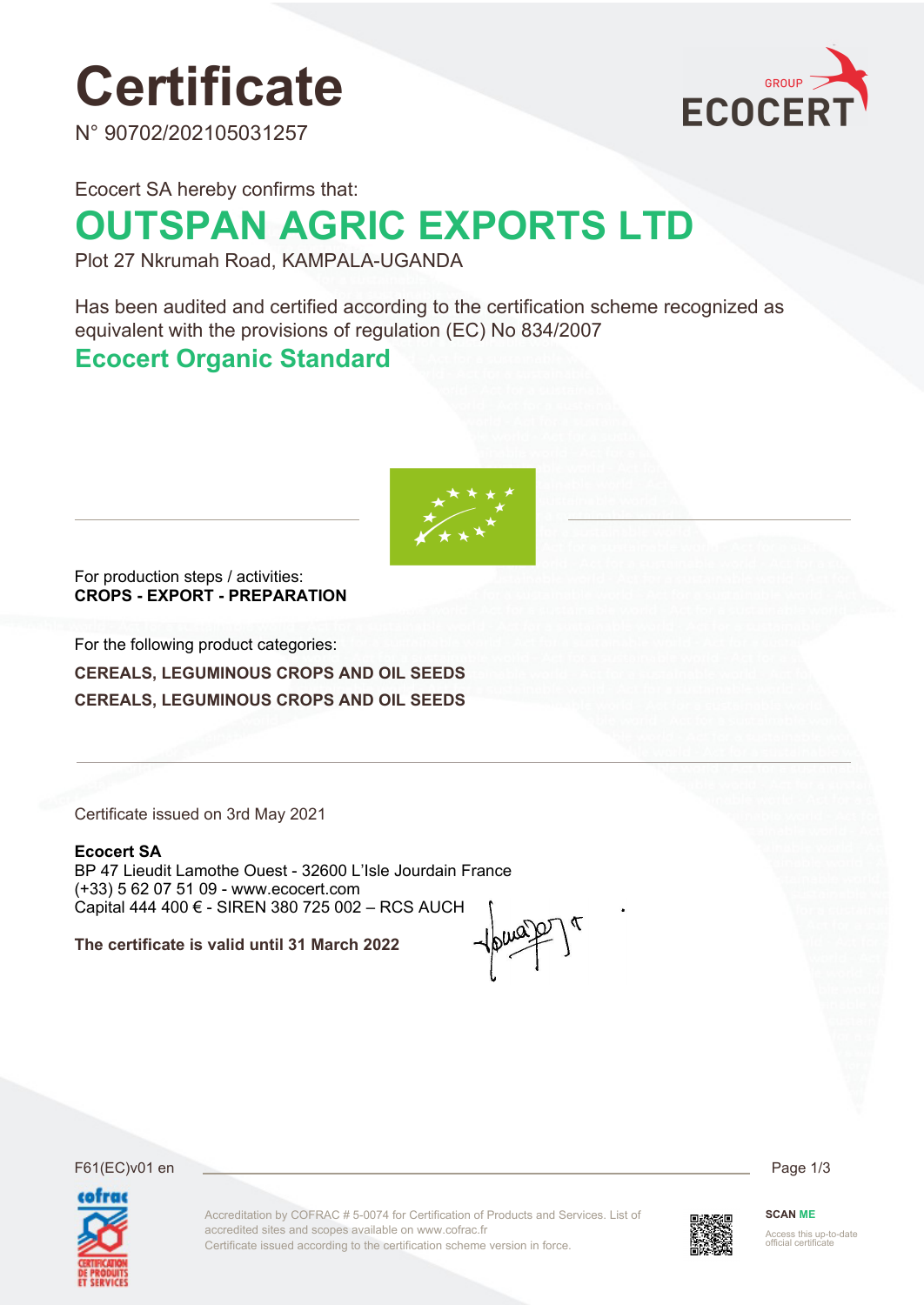# Certificate

N° 90702/202105031257

Ecocert SA hereby confirms that:

## OUTSPAN AGRIC EXPORTS LTD

Plot 27 Nkrumah Road, KAMPALA-UGANDA

Has been audited and certified according to the certification scheme recognized as equivalent with the provisions of regulation (EC) No 834/2007

## Ecocert Organic Standard

For production steps / activities:
**CROPS - EXPORT - PREPARATION**

For the following product categories:

**CEREALS, LEGUMINOUS CROPS AND OIL SEEDS**

**CEREALS, LEGUMINOUS CROPS AND OIL SEEDS**

Certificate issued on 3rd May 2021

**Ecocert SA**
BP 47 Lieudit Lamothe Ouest - 32600 L'Isle Jourdain France
(+33) 5 62 07 51 09 - www.ecocert.com
Capital 444 400 € - SIREN 380 725 002 – RCS AUCH

**The certificate is valid until 31 March 2022**

F61(EC)v01 en

Accreditation by COFRAC # 5-0074 for Certification of Products and Services. List of accredited sites and scopes available on www.cofrac.fr
Certificate issued according to the certification scheme version in force.

**SCAN ME**
Access this up-to-date official certificate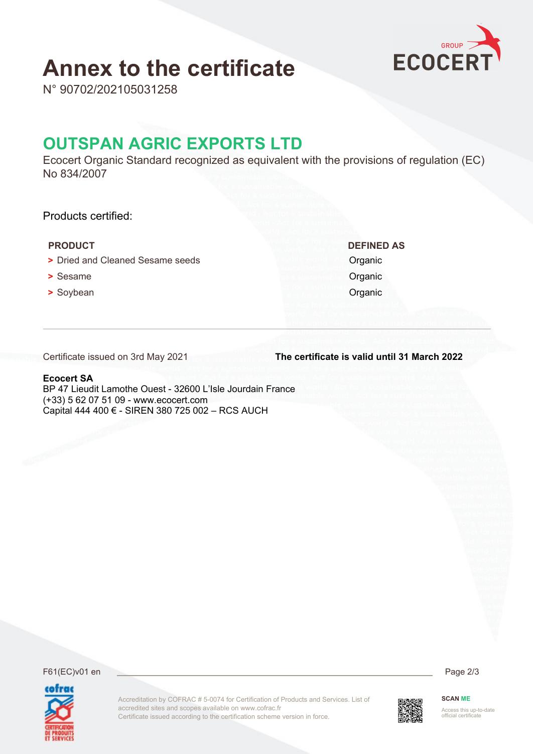# Annex to the certificate

N° 90702/202105031258

## OUTSPAN AGRIC EXPORTS LTD

Ecocert Organic Standard recognized as equivalent with the provisions of regulation (EC) No 834/2007

Products certified:

| PRODUCT | DEFINED AS |
| --- | --- |
| > Dried and Cleaned Sesame seeds | Organic |
| > Sesame | Organic |
| > Soybean | Organic |

Certificate issued on 3rd May 2021

**The certificate is valid until 31 March 2022**

**Ecocert SA**
BP 47 Lieudit Lamothe Ouest - 32600 L'Isle Jourdain France
(+33) 5 62 07 51 09 - www.ecocert.com
Capital 444 400 € - SIREN 380 725 002 – RCS AUCH

F61(EC)v01 en

Accreditation by COFRAC # 5-0074 for Certification of Products and Services. List of accredited sites and scopes available on www.cofrac.fr
Certificate issued according to the certification scheme version in force.

SCAN ME
Access this up-to-date official certificate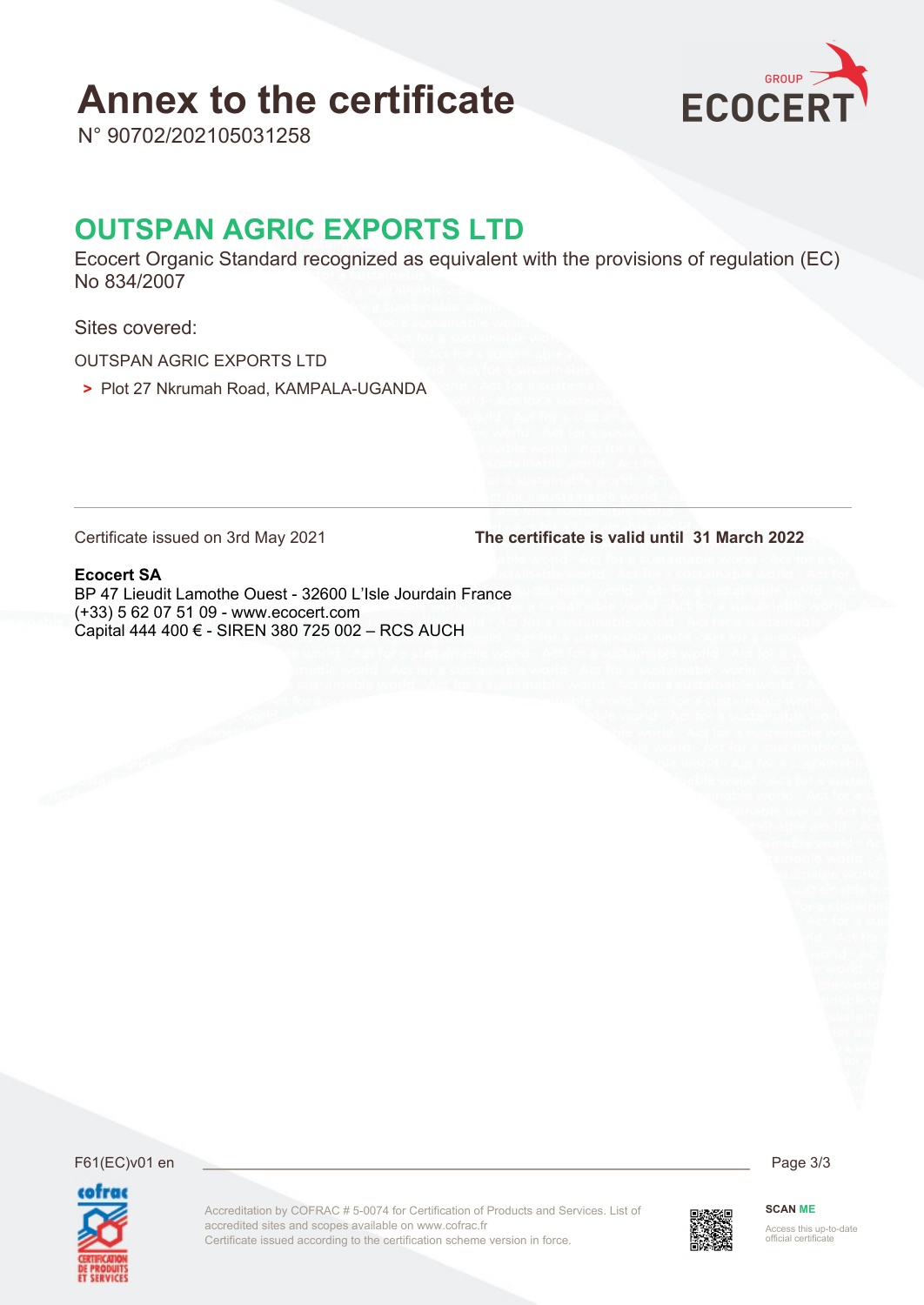# Annex to the certificate

N° 90702/202105031258

## OUTSPAN AGRIC EXPORTS LTD

Ecocert Organic Standard recognized as equivalent with the provisions of regulation (EC) No 834/2007

Sites covered:

OUTSPAN AGRIC EXPORTS LTD

> Plot 27 Nkrumah Road, KAMPALA-UGANDA

---

Certificate issued on 3rd May 2021

**The certificate is valid until 31 March 2022**

**Ecocert SA**
BP 47 Lieudit Lamothe Ouest - 32600 L'Isle Jourdain France
(+33) 5 62 07 51 09 - www.ecocert.com
Capital 444 400 € - SIREN 380 725 002 – RCS AUCH

F61(EC)v01 en

Accreditation by COFRAC # 5-0074 for Certification of Products and Services. List of accredited sites and scopes available on www.cofrac.fr
Certificate issued according to the certification scheme version in force.

SCAN ME
Access this up-to-date official certificate